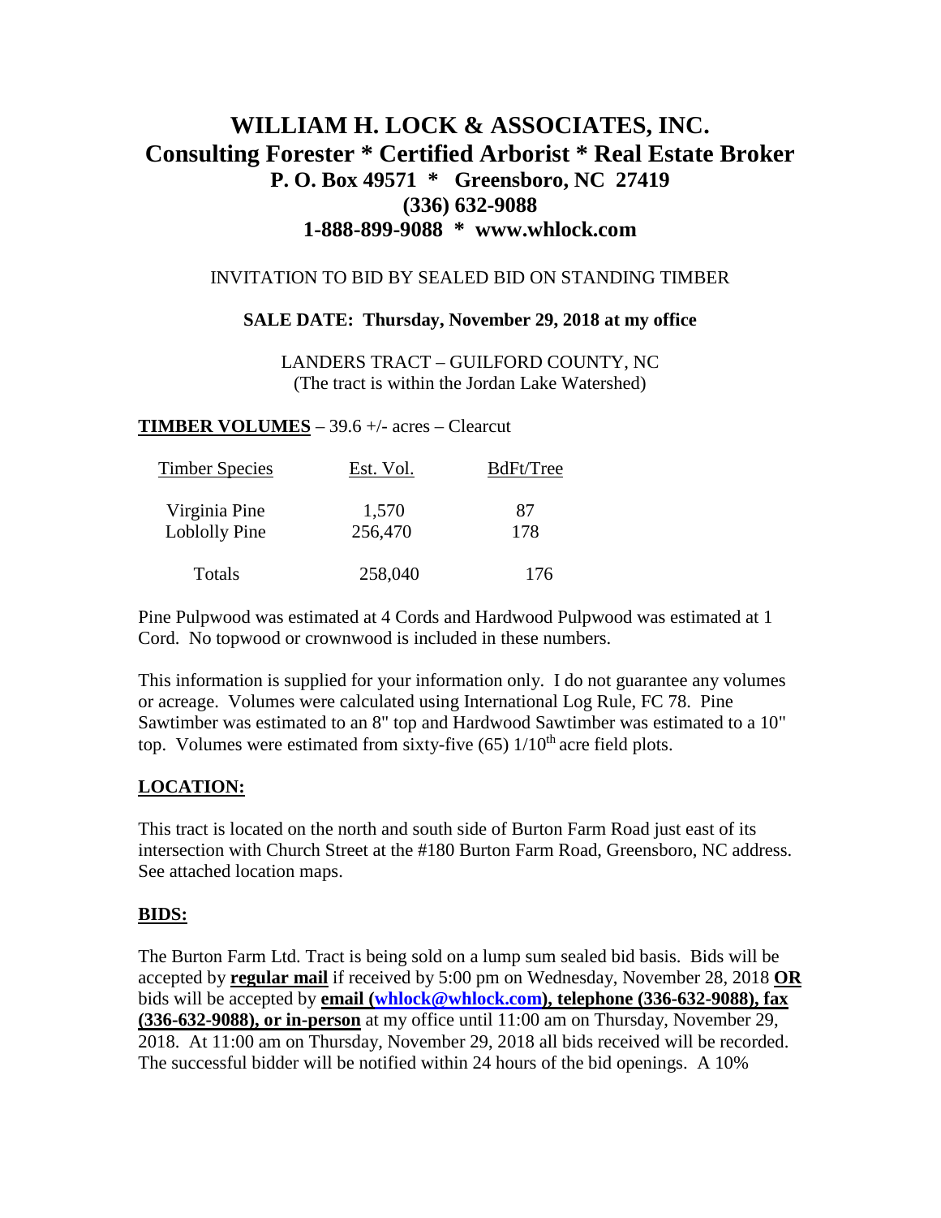# WILLIAM H. LOCK & ASSOCIATES, INC.
## Consulting Forester * Certified Arborist * Real Estate Broker
### P. O. Box 49571 * Greensboro, NC 27419
### (336) 632-9088
### 1-888-899-9088 * www.whlock.com

INVITATION TO BID BY SEALED BID ON STANDING TIMBER

**SALE DATE: Thursday, November 29, 2018 at my office**

LANDERS TRACT – GUILFORD COUNTY, NC
(The tract is within the Jordan Lake Watershed)

**TIMBER VOLUMES** – 39.6 +/- acres – Clearcut

| Timber Species | Est. Vol. | BdFt/Tree |
|---|---|---|
| Virginia Pine | 1,570 | 87 |
| Loblolly Pine | 256,470 | 178 |
| Totals | 258,040 | 176 |

Pine Pulpwood was estimated at 4 Cords and Hardwood Pulpwood was estimated at 1 Cord. No topwood or crownwood is included in these numbers.

This information is supplied for your information only. I do not guarantee any volumes or acreage. Volumes were calculated using International Log Rule, FC 78. Pine Sawtimber was estimated to an 8" top and Hardwood Sawtimber was estimated to a 10" top. Volumes were estimated from sixty-five (65) 1/10th acre field plots.

## LOCATION:

This tract is located on the north and south side of Burton Farm Road just east of its intersection with Church Street at the #180 Burton Farm Road, Greensboro, NC address. See attached location maps.

## BIDS:

The Burton Farm Ltd. Tract is being sold on a lump sum sealed bid basis. Bids will be accepted by **regular mail** if received by 5:00 pm on Wednesday, November 28, 2018 **OR** bids will be accepted by **email (whlock@whlock.com), telephone (336-632-9088), fax (336-632-9088), or in-person** at my office until 11:00 am on Thursday, November 29, 2018. At 11:00 am on Thursday, November 29, 2018 all bids received will be recorded. The successful bidder will be notified within 24 hours of the bid openings. A 10%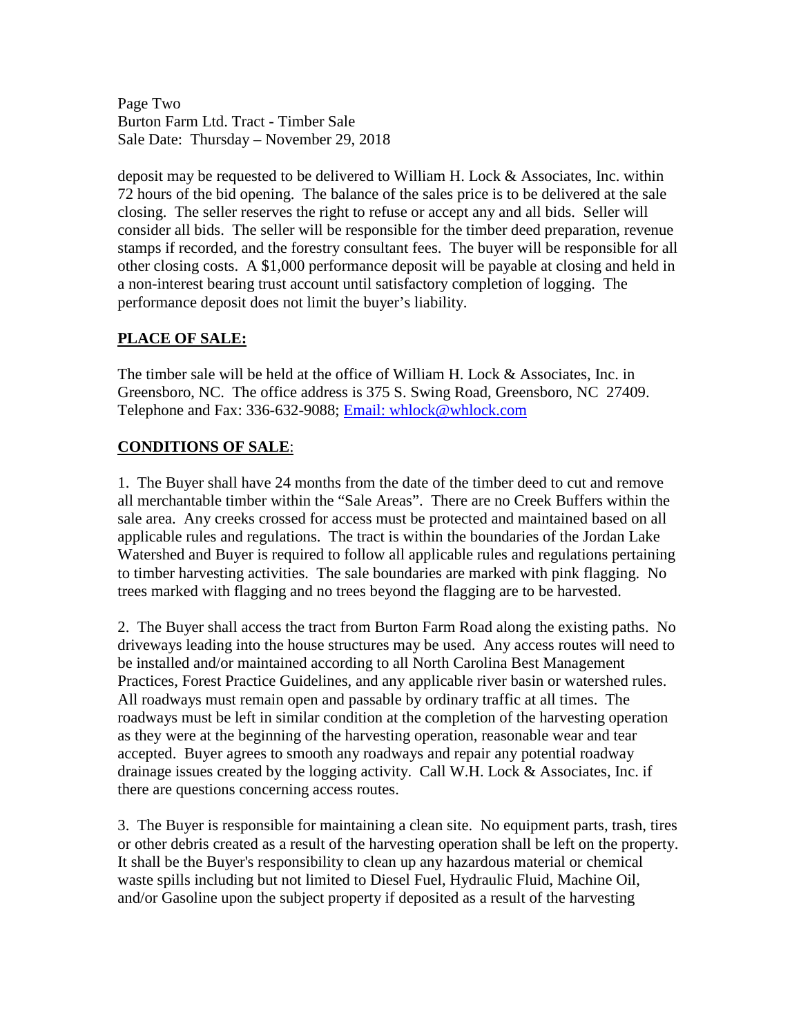deposit may be requested to be delivered to William H. Lock & Associates, Inc. within 72 hours of the bid opening. The balance of the sales price is to be delivered at the sale closing. The seller reserves the right to refuse or accept any and all bids. Seller will consider all bids. The seller will be responsible for the timber deed preparation, revenue stamps if recorded, and the forestry consultant fees. The buyer will be responsible for all other closing costs. A $1,000 performance deposit will be payable at closing and held in a non-interest bearing trust account until satisfactory completion of logging. The performance deposit does not limit the buyer's liability.

**PLACE OF SALE:**

The timber sale will be held at the office of William H. Lock & Associates, Inc. in Greensboro, NC. The office address is 375 S. Swing Road, Greensboro, NC 27409. Telephone and Fax: 336-632-9088; Email: whlock@whlock.com

**CONDITIONS OF SALE**:

1. The Buyer shall have 24 months from the date of the timber deed to cut and remove all merchantable timber within the "Sale Areas". There are no Creek Buffers within the sale area. Any creeks crossed for access must be protected and maintained based on all applicable rules and regulations. The tract is within the boundaries of the Jordan Lake Watershed and Buyer is required to follow all applicable rules and regulations pertaining to timber harvesting activities. The sale boundaries are marked with pink flagging. No trees marked with flagging and no trees beyond the flagging are to be harvested.

2. The Buyer shall access the tract from Burton Farm Road along the existing paths. No driveways leading into the house structures may be used. Any access routes will need to be installed and/or maintained according to all North Carolina Best Management Practices, Forest Practice Guidelines, and any applicable river basin or watershed rules. All roadways must remain open and passable by ordinary traffic at all times. The roadways must be left in similar condition at the completion of the harvesting operation as they were at the beginning of the harvesting operation, reasonable wear and tear accepted. Buyer agrees to smooth any roadways and repair any potential roadway drainage issues created by the logging activity. Call W.H. Lock & Associates, Inc. if there are questions concerning access routes.

3. The Buyer is responsible for maintaining a clean site. No equipment parts, trash, tires or other debris created as a result of the harvesting operation shall be left on the property. It shall be the Buyer's responsibility to clean up any hazardous material or chemical waste spills including but not limited to Diesel Fuel, Hydraulic Fluid, Machine Oil, and/or Gasoline upon the subject property if deposited as a result of the harvesting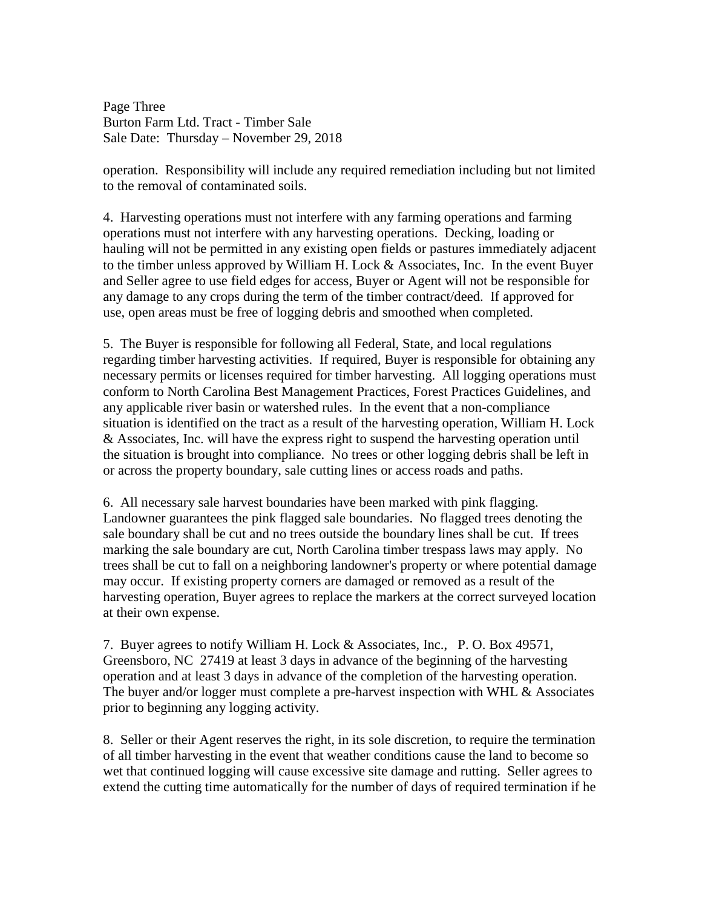operation. Responsibility will include any required remediation including but not limited to the removal of contaminated soils.

4. Harvesting operations must not interfere with any farming operations and farming operations must not interfere with any harvesting operations. Decking, loading or hauling will not be permitted in any existing open fields or pastures immediately adjacent to the timber unless approved by William H. Lock & Associates, Inc. In the event Buyer and Seller agree to use field edges for access, Buyer or Agent will not be responsible for any damage to any crops during the term of the timber contract/deed. If approved for use, open areas must be free of logging debris and smoothed when completed.

5. The Buyer is responsible for following all Federal, State, and local regulations regarding timber harvesting activities. If required, Buyer is responsible for obtaining any necessary permits or licenses required for timber harvesting. All logging operations must conform to North Carolina Best Management Practices, Forest Practices Guidelines, and any applicable river basin or watershed rules. In the event that a non-compliance situation is identified on the tract as a result of the harvesting operation, William H. Lock & Associates, Inc. will have the express right to suspend the harvesting operation until the situation is brought into compliance. No trees or other logging debris shall be left in or across the property boundary, sale cutting lines or access roads and paths.

6. All necessary sale harvest boundaries have been marked with pink flagging. Landowner guarantees the pink flagged sale boundaries. No flagged trees denoting the sale boundary shall be cut and no trees outside the boundary lines shall be cut. If trees marking the sale boundary are cut, North Carolina timber trespass laws may apply. No trees shall be cut to fall on a neighboring landowner's property or where potential damage may occur. If existing property corners are damaged or removed as a result of the harvesting operation, Buyer agrees to replace the markers at the correct surveyed location at their own expense.

7. Buyer agrees to notify William H. Lock & Associates, Inc., P. O. Box 49571, Greensboro, NC 27419 at least 3 days in advance of the beginning of the harvesting operation and at least 3 days in advance of the completion of the harvesting operation. The buyer and/or logger must complete a pre-harvest inspection with WHL & Associates prior to beginning any logging activity.

8. Seller or their Agent reserves the right, in its sole discretion, to require the termination of all timber harvesting in the event that weather conditions cause the land to become so wet that continued logging will cause excessive site damage and rutting. Seller agrees to extend the cutting time automatically for the number of days of required termination if he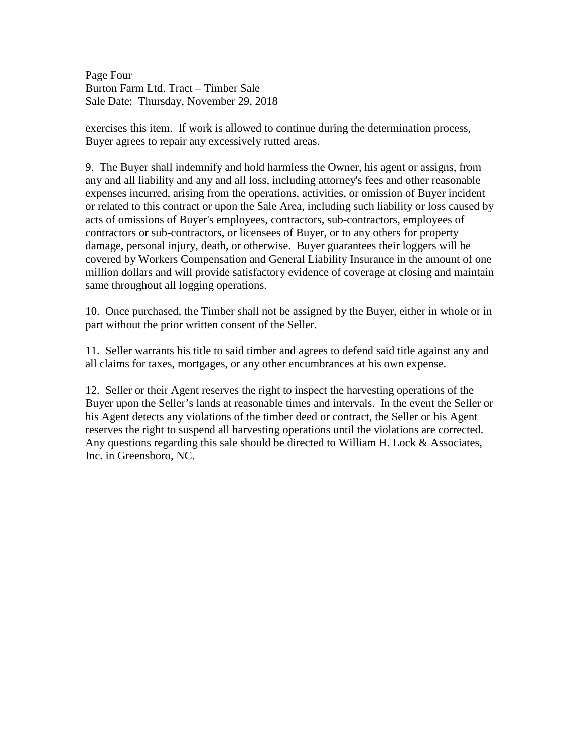exercises this item. If work is allowed to continue during the determination process, Buyer agrees to repair any excessively rutted areas.

9. The Buyer shall indemnify and hold harmless the Owner, his agent or assigns, from any and all liability and any and all loss, including attorney's fees and other reasonable expenses incurred, arising from the operations, activities, or omission of Buyer incident or related to this contract or upon the Sale Area, including such liability or loss caused by acts of omissions of Buyer's employees, contractors, sub-contractors, employees of contractors or sub-contractors, or licensees of Buyer, or to any others for property damage, personal injury, death, or otherwise. Buyer guarantees their loggers will be covered by Workers Compensation and General Liability Insurance in the amount of one million dollars and will provide satisfactory evidence of coverage at closing and maintain same throughout all logging operations.

10. Once purchased, the Timber shall not be assigned by the Buyer, either in whole or in part without the prior written consent of the Seller.

11. Seller warrants his title to said timber and agrees to defend said title against any and all claims for taxes, mortgages, or any other encumbrances at his own expense.

12. Seller or their Agent reserves the right to inspect the harvesting operations of the Buyer upon the Seller's lands at reasonable times and intervals. In the event the Seller or his Agent detects any violations of the timber deed or contract, the Seller or his Agent reserves the right to suspend all harvesting operations until the violations are corrected. Any questions regarding this sale should be directed to William H. Lock & Associates, Inc. in Greensboro, NC.